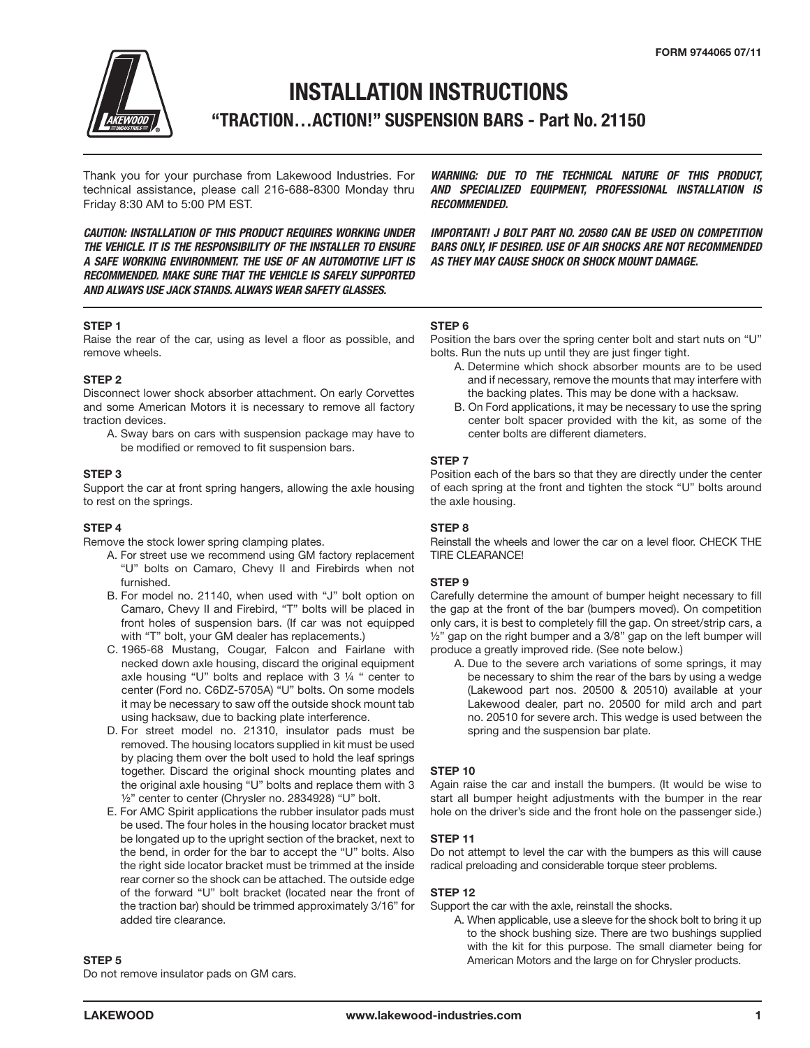FORM 9744065 07/11

# INSTALLATION INSTRUCTIONS

## "TRACTION…ACTION!" SUSPENSION BARS - Part No. 21150

Thank you for your purchase from Lakewood Industries. For technical assistance, please call 216-688-8300 Monday thru Friday 8:30 AM to 5:00 PM EST.

***CAUTION: INSTALLATION OF THIS PRODUCT REQUIRES WORKING UNDER THE VEHICLE. IT IS THE RESPONSIBILITY OF THE INSTALLER TO ENSURE A SAFE WORKING ENVIRONMENT. THE USE OF AN AUTOMOTIVE LIFT IS RECOMMENDED. MAKE SURE THAT THE VEHICLE IS SAFELY SUPPORTED AND ALWAYS USE JACK STANDS. ALWAYS WEAR SAFETY GLASSES.***

***WARNING: DUE TO THE TECHNICAL NATURE OF THIS PRODUCT, AND SPECIALIZED EQUIPMENT, PROFESSIONAL INSTALLATION IS RECOMMENDED.***

***IMPORTANT! J BOLT PART NO. 20580 CAN BE USED ON COMPETITION BARS ONLY, IF DESIRED. USE OF AIR SHOCKS ARE NOT RECOMMENDED AS THEY MAY CAUSE SHOCK OR SHOCK MOUNT DAMAGE.***

**STEP 1**

Raise the rear of the car, using as level a floor as possible, and remove wheels.

**STEP 2**

Disconnect lower shock absorber attachment. On early Corvettes and some American Motors it is necessary to remove all factory traction devices.

A. Sway bars on cars with suspension package may have to be modified or removed to fit suspension bars.

**STEP 3**

Support the car at front spring hangers, allowing the axle housing to rest on the springs.

**STEP 4**

Remove the stock lower spring clamping plates.

A. For street use we recommend using GM factory replacement "U" bolts on Camaro, Chevy II and Firebirds when not furnished.

B. For model no. 21140, when used with "J" bolt option on Camaro, Chevy II and Firebird, "T" bolts will be placed in front holes of suspension bars. (If car was not equipped with "T" bolt, your GM dealer has replacements.)

C. 1965-68 Mustang, Cougar, Falcon and Fairlane with necked down axle housing, discard the original equipment axle housing "U" bolts and replace with 3 ¼ " center to center (Ford no. C6DZ-5705A) "U" bolts. On some models it may be necessary to saw off the outside shock mount tab using hacksaw, due to backing plate interference.

D. For street model no. 21310, insulator pads must be removed. The housing locators supplied in kit must be used by placing them over the bolt used to hold the leaf springs together. Discard the original shock mounting plates and the original axle housing "U" bolts and replace them with 3 ½" center to center (Chrysler no. 2834928) "U" bolt.

E. For AMC Spirit applications the rubber insulator pads must be used. The four holes in the housing locator bracket must be longated up to the upright section of the bracket, next to the bend, in order for the bar to accept the "U" bolts. Also the right side locator bracket must be trimmed at the inside rear corner so the shock can be attached. The outside edge of the forward "U" bolt bracket (located near the front of the traction bar) should be trimmed approximately 3/16" for added tire clearance.

**STEP 5**

Do not remove insulator pads on GM cars.

**STEP 6**

Position the bars over the spring center bolt and start nuts on "U" bolts. Run the nuts up until they are just finger tight.

A. Determine which shock absorber mounts are to be used and if necessary, remove the mounts that may interfere with the backing plates. This may be done with a hacksaw.

B. On Ford applications, it may be necessary to use the spring center bolt spacer provided with the kit, as some of the center bolts are different diameters.

**STEP 7**

Position each of the bars so that they are directly under the center of each spring at the front and tighten the stock "U" bolts around the axle housing.

**STEP 8**

Reinstall the wheels and lower the car on a level floor. CHECK THE TIRE CLEARANCE!

**STEP 9**

Carefully determine the amount of bumper height necessary to fill the gap at the front of the bar (bumpers moved). On competition only cars, it is best to completely fill the gap. On street/strip cars, a ½" gap on the right bumper and a 3/8" gap on the left bumper will produce a greatly improved ride. (See note below.)

A. Due to the severe arch variations of some springs, it may be necessary to shim the rear of the bars by using a wedge (Lakewood part nos. 20500 & 20510) available at your Lakewood dealer, part no. 20500 for mild arch and part no. 20510 for severe arch. This wedge is used between the spring and the suspension bar plate.

**STEP 10**

Again raise the car and install the bumpers. (It would be wise to start all bumper height adjustments with the bumper in the rear hole on the driver's side and the front hole on the passenger side.)

**STEP 11**

Do not attempt to level the car with the bumpers as this will cause radical preloading and considerable torque steer problems.

**STEP 12**

Support the car with the axle, reinstall the shocks.

A. When applicable, use a sleeve for the shock bolt to bring it up to the shock bushing size. There are two bushings supplied with the kit for this purpose. The small diameter being for American Motors and the large on for Chrysler products.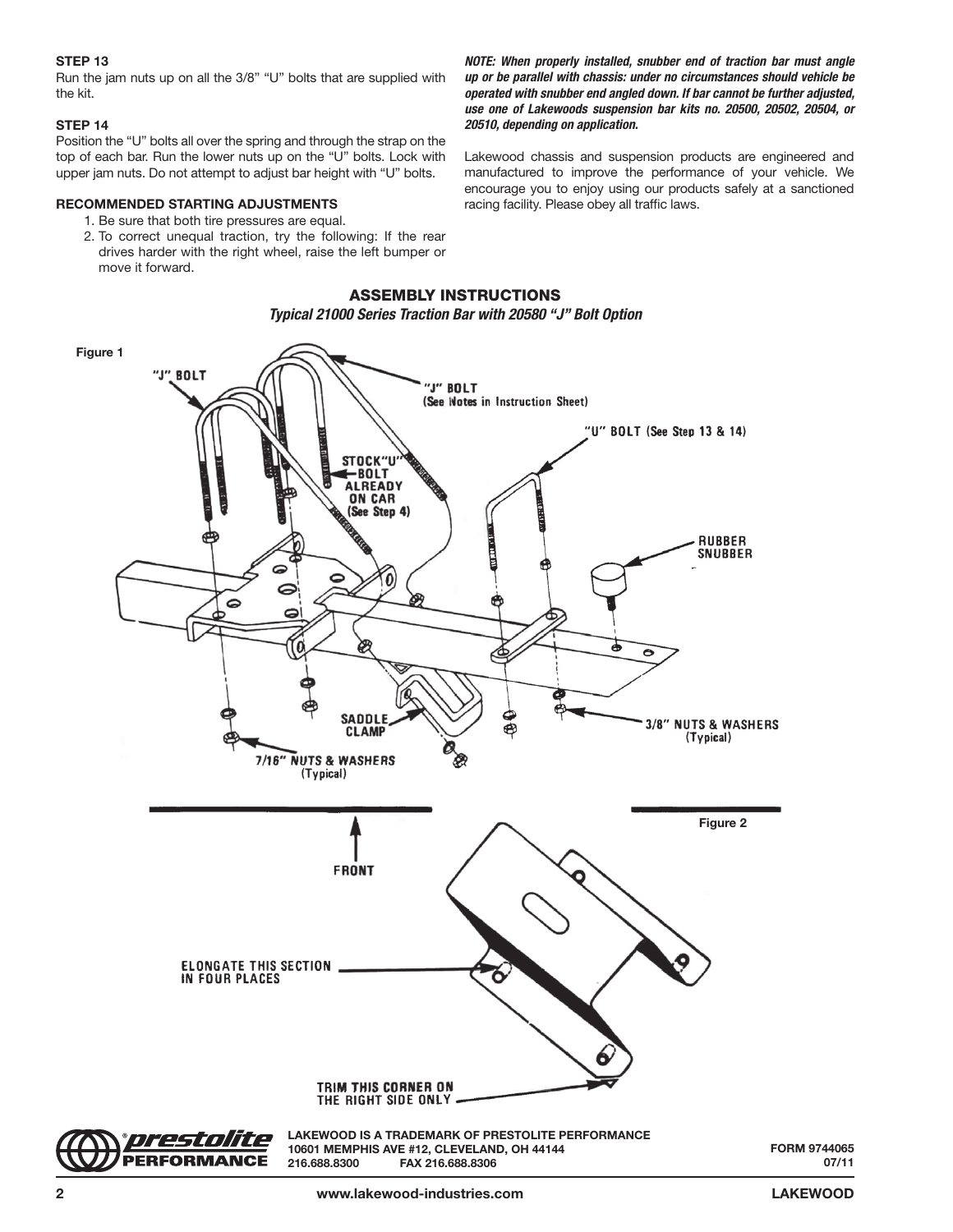**STEP 13**

Run the jam nuts up on all the 3/8" "U" bolts that are supplied with the kit.

**STEP 14**

Position the "U" bolts all over the spring and through the strap on the top of each bar. Run the lower nuts up on the "U" bolts. Lock with upper jam nuts. Do not attempt to adjust bar height with "U" bolts.

**RECOMMENDED STARTING ADJUSTMENTS**

1. Be sure that both tire pressures are equal.
2. To correct unequal traction, try the following: If the rear drives harder with the right wheel, raise the left bumper or move it forward.

***NOTE: When properly installed, snubber end of traction bar must angle up or be parallel with chassis: under no circumstances should vehicle be operated with snubber end angled down. If bar cannot be further adjusted, use one of Lakewoods suspension bar kits no. 20500, 20502, 20504, or 20510, depending on application.***

Lakewood chassis and suspension products are engineered and manufactured to improve the performance of your vehicle. We encourage you to enjoy using our products safely at a sanctioned racing facility. Please obey all traffic laws.

## ASSEMBLY INSTRUCTIONS

***Typical 21000 Series Traction Bar with 20580 "J" Bolt Option***

**Figure 1**

"J" BOLT

"J" BOLT (See Notes in Instruction Sheet)

"U" BOLT (See Step 13 & 14)

STOCK "U" BOLT ALREADY ON CAR (See Step 4)

RUBBER SNUBBER

SADDLE CLAMP

3/8" NUTS & WASHERS (Typical)

7/16" NUTS & WASHERS (Typical)

**Figure 2**

FRONT

ELONGATE THIS SECTION IN FOUR PLACES

TRIM THIS CORNER ON THE RIGHT SIDE ONLY

**LAKEWOOD IS A TRADEMARK OF PRESTOLITE PERFORMANCE**
**10601 MEMPHIS AVE #12, CLEVELAND, OH 44144**
**216.688.8300 FAX 216.688.8306**

**FORM 9744065**
**07/11**

**www.lakewood-industries.com**